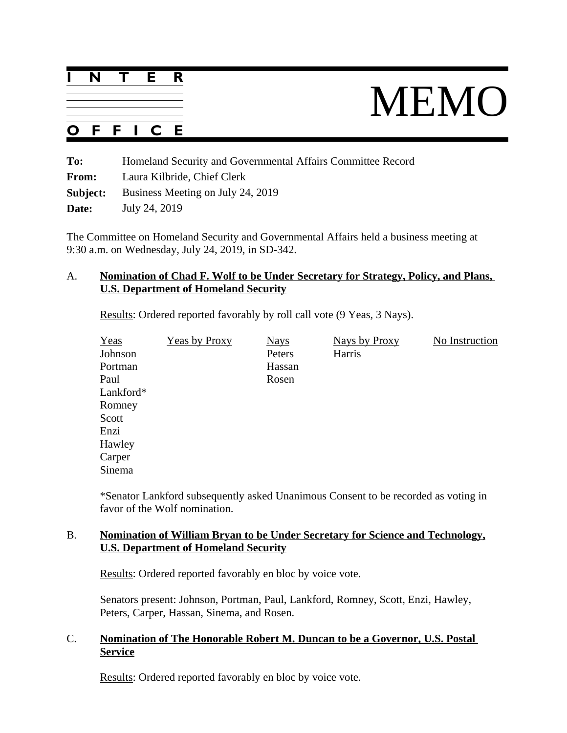# INTER OFFICE MEMO

**To:** Homeland Security and Governmental Affairs Committee Record
**From:** Laura Kilbride, Chief Clerk
**Subject:** Business Meeting on July 24, 2019
**Date:** July 24, 2019

The Committee on Homeland Security and Governmental Affairs held a business meeting at 9:30 a.m. on Wednesday, July 24, 2019, in SD-342.

A. **Nomination of Chad F. Wolf to be Under Secretary for Strategy, Policy, and Plans, U.S. Department of Homeland Security**

Results: Ordered reported favorably by roll call vote (9 Yeas, 3 Nays).

| Yeas | Yeas by Proxy | Nays | Nays by Proxy | No Instruction |
|---|---|---|---|---|
| Johnson | | Peters | Harris | |
| Portman | | Hassan | | |
| Paul | | Rosen | | |
| Lankford* | | | | |
| Romney | | | | |
| Scott | | | | |
| Enzi | | | | |
| Hawley | | | | |
| Carper | | | | |
| Sinema | | | | |

*Senator Lankford subsequently asked Unanimous Consent to be recorded as voting in favor of the Wolf nomination.

B. **Nomination of William Bryan to be Under Secretary for Science and Technology, U.S. Department of Homeland Security**

Results: Ordered reported favorably en bloc by voice vote.

Senators present: Johnson, Portman, Paul, Lankford, Romney, Scott, Enzi, Hawley, Peters, Carper, Hassan, Sinema, and Rosen.

C. **Nomination of The Honorable Robert M. Duncan to be a Governor, U.S. Postal Service**

Results: Ordered reported favorably en bloc by voice vote.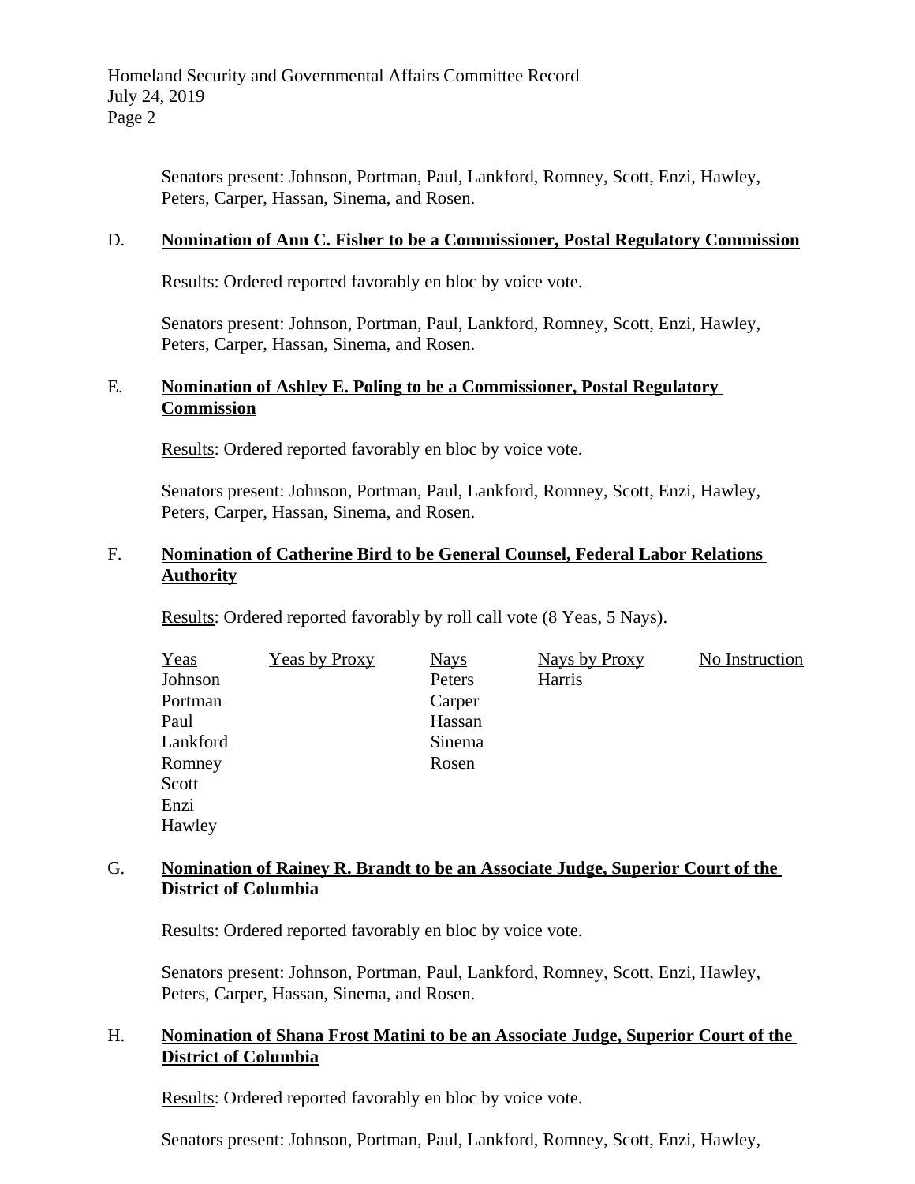Senators present: Johnson, Portman, Paul, Lankford, Romney, Scott, Enzi, Hawley, Peters, Carper, Hassan, Sinema, and Rosen.

D. **Nomination of Ann C. Fisher to be a Commissioner, Postal Regulatory Commission**

Results: Ordered reported favorably en bloc by voice vote.

Senators present: Johnson, Portman, Paul, Lankford, Romney, Scott, Enzi, Hawley, Peters, Carper, Hassan, Sinema, and Rosen.

E. **Nomination of Ashley E. Poling to be a Commissioner, Postal Regulatory Commission**

Results: Ordered reported favorably en bloc by voice vote.

Senators present: Johnson, Portman, Paul, Lankford, Romney, Scott, Enzi, Hawley, Peters, Carper, Hassan, Sinema, and Rosen.

F. **Nomination of Catherine Bird to be General Counsel, Federal Labor Relations Authority**

Results: Ordered reported favorably by roll call vote (8 Yeas, 5 Nays).

| Yeas | Yeas by Proxy | Nays | Nays by Proxy | No Instruction |
|---|---|---|---|---|
| Johnson | | Peters | Harris | |
| Portman | | Carper | | |
| Paul | | Hassan | | |
| Lankford | | Sinema | | |
| Romney | | Rosen | | |
| Scott | | | | |
| Enzi | | | | |
| Hawley | | | | |

G. **Nomination of Rainey R. Brandt to be an Associate Judge, Superior Court of the District of Columbia**

Results: Ordered reported favorably en bloc by voice vote.

Senators present: Johnson, Portman, Paul, Lankford, Romney, Scott, Enzi, Hawley, Peters, Carper, Hassan, Sinema, and Rosen.

H. **Nomination of Shana Frost Matini to be an Associate Judge, Superior Court of the District of Columbia**

Results: Ordered reported favorably en bloc by voice vote.

Senators present: Johnson, Portman, Paul, Lankford, Romney, Scott, Enzi, Hawley,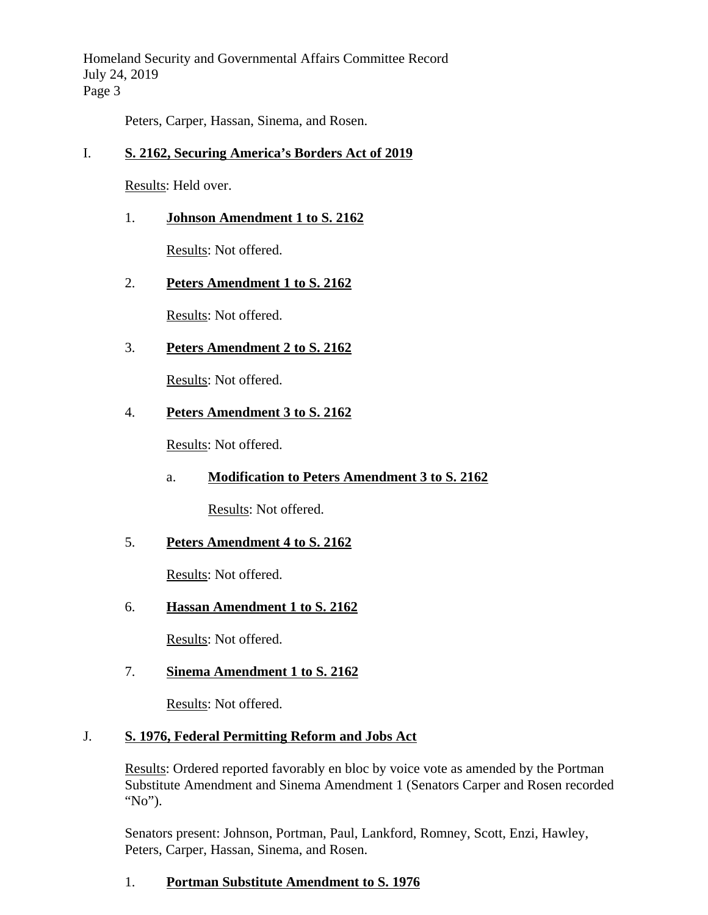Peters, Carper, Hassan, Sinema, and Rosen.

## I. **S. 2162, Securing America's Borders Act of 2019**

Results: Held over.

1. **Johnson Amendment 1 to S. 2162**

   Results: Not offered.

2. **Peters Amendment 1 to S. 2162**

   Results: Not offered.

3. **Peters Amendment 2 to S. 2162**

   Results: Not offered.

4. **Peters Amendment 3 to S. 2162**

   Results: Not offered.

   a. **Modification to Peters Amendment 3 to S. 2162**

      Results: Not offered.

5. **Peters Amendment 4 to S. 2162**

   Results: Not offered.

6. **Hassan Amendment 1 to S. 2162**

   Results: Not offered.

7. **Sinema Amendment 1 to S. 2162**

   Results: Not offered.

## J. **S. 1976, Federal Permitting Reform and Jobs Act**

Results: Ordered reported favorably en bloc by voice vote as amended by the Portman Substitute Amendment and Sinema Amendment 1 (Senators Carper and Rosen recorded "No").

Senators present: Johnson, Portman, Paul, Lankford, Romney, Scott, Enzi, Hawley, Peters, Carper, Hassan, Sinema, and Rosen.

1. **Portman Substitute Amendment to S. 1976**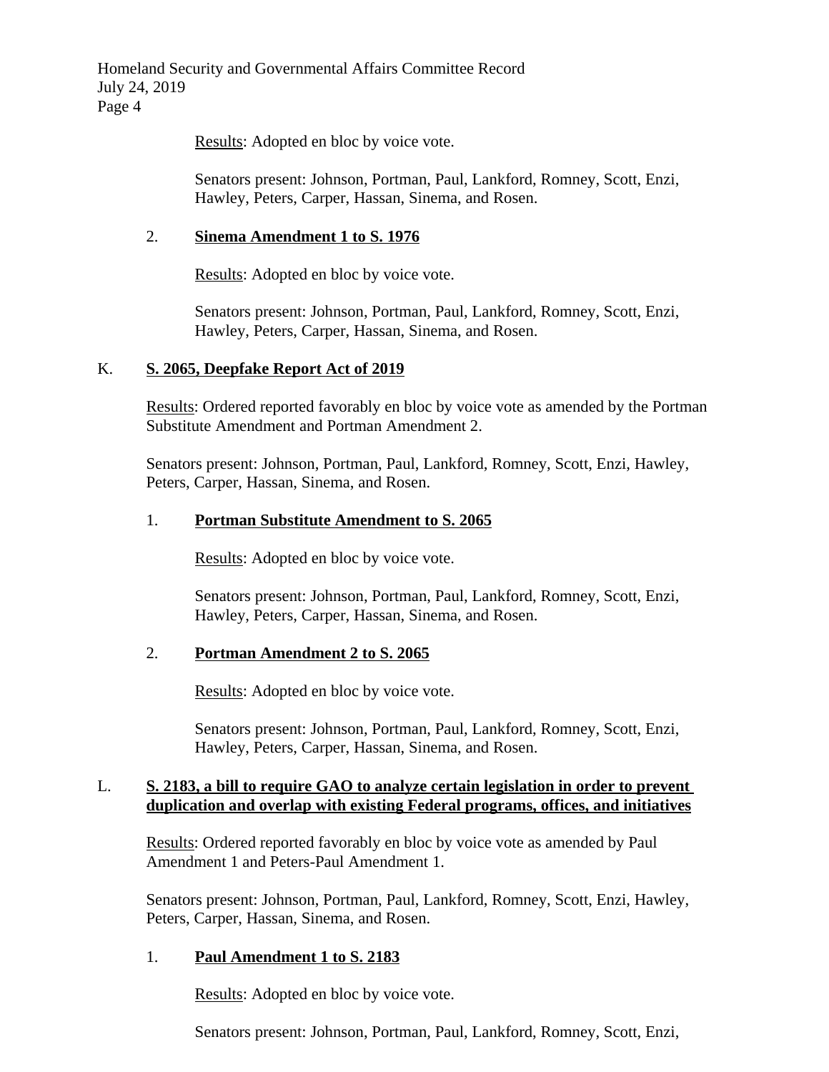Results: Adopted en bloc by voice vote.

Senators present: Johnson, Portman, Paul, Lankford, Romney, Scott, Enzi, Hawley, Peters, Carper, Hassan, Sinema, and Rosen.

2. **Sinema Amendment 1 to S. 1976**

Results: Adopted en bloc by voice vote.

Senators present: Johnson, Portman, Paul, Lankford, Romney, Scott, Enzi, Hawley, Peters, Carper, Hassan, Sinema, and Rosen.

K. **S. 2065, Deepfake Report Act of 2019**

Results: Ordered reported favorably en bloc by voice vote as amended by the Portman Substitute Amendment and Portman Amendment 2.

Senators present: Johnson, Portman, Paul, Lankford, Romney, Scott, Enzi, Hawley, Peters, Carper, Hassan, Sinema, and Rosen.

1. **Portman Substitute Amendment to S. 2065**

Results: Adopted en bloc by voice vote.

Senators present: Johnson, Portman, Paul, Lankford, Romney, Scott, Enzi, Hawley, Peters, Carper, Hassan, Sinema, and Rosen.

2. **Portman Amendment 2 to S. 2065**

Results: Adopted en bloc by voice vote.

Senators present: Johnson, Portman, Paul, Lankford, Romney, Scott, Enzi, Hawley, Peters, Carper, Hassan, Sinema, and Rosen.

L. **S. 2183, a bill to require GAO to analyze certain legislation in order to prevent duplication and overlap with existing Federal programs, offices, and initiatives**

Results: Ordered reported favorably en bloc by voice vote as amended by Paul Amendment 1 and Peters-Paul Amendment 1.

Senators present: Johnson, Portman, Paul, Lankford, Romney, Scott, Enzi, Hawley, Peters, Carper, Hassan, Sinema, and Rosen.

1. **Paul Amendment 1 to S. 2183**

Results: Adopted en bloc by voice vote.

Senators present: Johnson, Portman, Paul, Lankford, Romney, Scott, Enzi,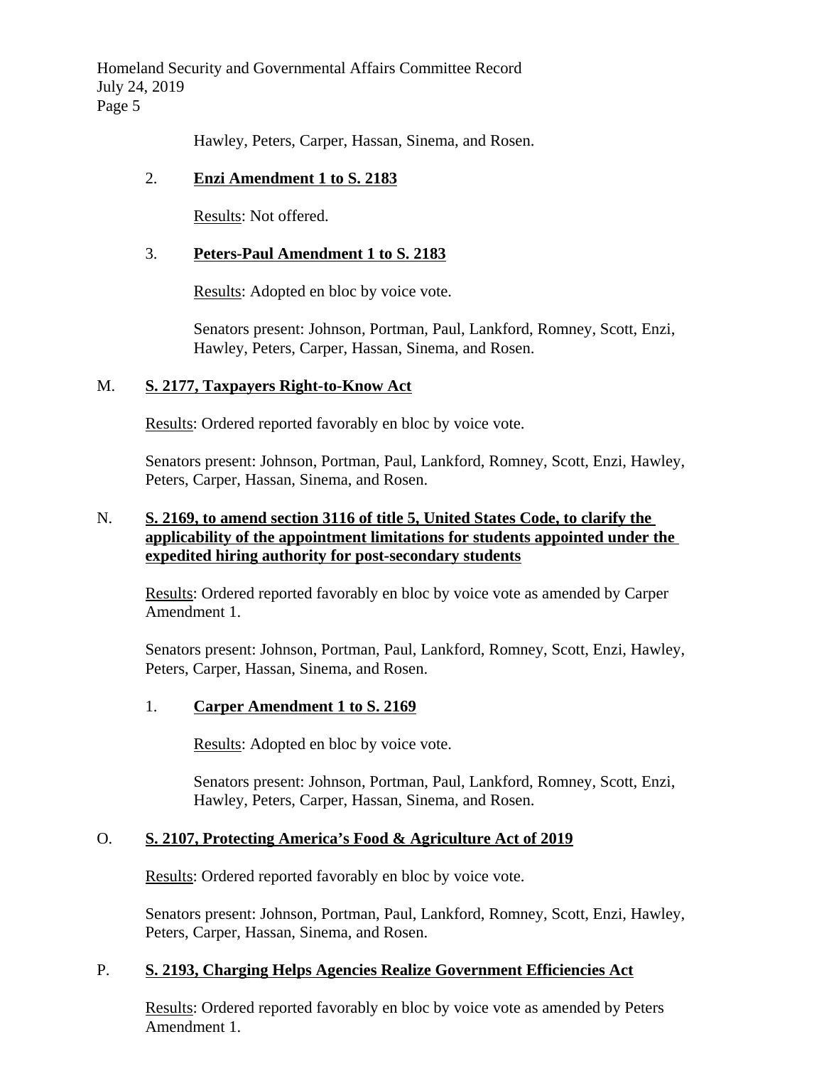Hawley, Peters, Carper, Hassan, Sinema, and Rosen.

2. **Enzi Amendment 1 to S. 2183**

Results: Not offered.

3. **Peters-Paul Amendment 1 to S. 2183**

Results: Adopted en bloc by voice vote.

Senators present: Johnson, Portman, Paul, Lankford, Romney, Scott, Enzi, Hawley, Peters, Carper, Hassan, Sinema, and Rosen.

M. **S. 2177, Taxpayers Right-to-Know Act**

Results: Ordered reported favorably en bloc by voice vote.

Senators present: Johnson, Portman, Paul, Lankford, Romney, Scott, Enzi, Hawley, Peters, Carper, Hassan, Sinema, and Rosen.

N. **S. 2169, to amend section 3116 of title 5, United States Code, to clarify the applicability of the appointment limitations for students appointed under the expedited hiring authority for post-secondary students**

Results: Ordered reported favorably en bloc by voice vote as amended by Carper Amendment 1.

Senators present: Johnson, Portman, Paul, Lankford, Romney, Scott, Enzi, Hawley, Peters, Carper, Hassan, Sinema, and Rosen.

1. **Carper Amendment 1 to S. 2169**

Results: Adopted en bloc by voice vote.

Senators present: Johnson, Portman, Paul, Lankford, Romney, Scott, Enzi, Hawley, Peters, Carper, Hassan, Sinema, and Rosen.

O. **S. 2107, Protecting America's Food & Agriculture Act of 2019**

Results: Ordered reported favorably en bloc by voice vote.

Senators present: Johnson, Portman, Paul, Lankford, Romney, Scott, Enzi, Hawley, Peters, Carper, Hassan, Sinema, and Rosen.

P. **S. 2193, Charging Helps Agencies Realize Government Efficiencies Act**

Results: Ordered reported favorably en bloc by voice vote as amended by Peters Amendment 1.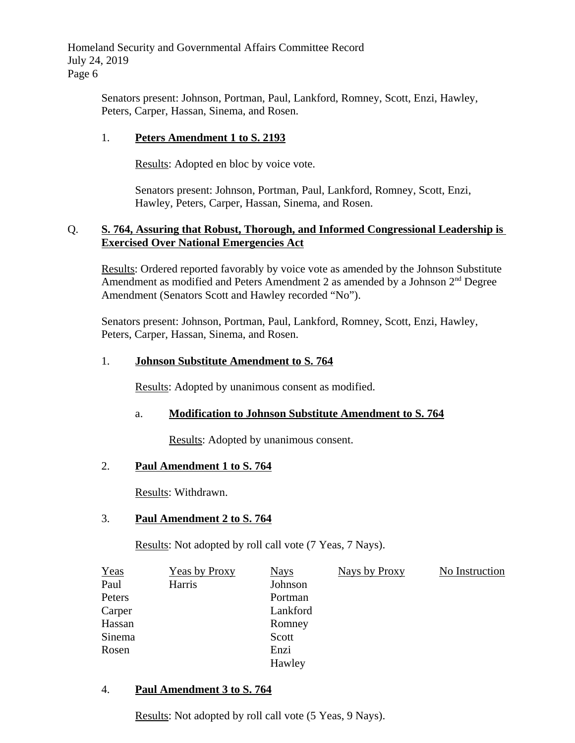Senators present: Johnson, Portman, Paul, Lankford, Romney, Scott, Enzi, Hawley, Peters, Carper, Hassan, Sinema, and Rosen.

1. **Peters Amendment 1 to S. 2193**

   Results: Adopted en bloc by voice vote.

   Senators present: Johnson, Portman, Paul, Lankford, Romney, Scott, Enzi, Hawley, Peters, Carper, Hassan, Sinema, and Rosen.

## Q. **S. 764, Assuring that Robust, Thorough, and Informed Congressional Leadership is Exercised Over National Emergencies Act**

Results: Ordered reported favorably by voice vote as amended by the Johnson Substitute Amendment as modified and Peters Amendment 2 as amended by a Johnson 2nd Degree Amendment (Senators Scott and Hawley recorded "No").

Senators present: Johnson, Portman, Paul, Lankford, Romney, Scott, Enzi, Hawley, Peters, Carper, Hassan, Sinema, and Rosen.

1. **Johnson Substitute Amendment to S. 764**

   Results: Adopted by unanimous consent as modified.

   a. **Modification to Johnson Substitute Amendment to S. 764**

      Results: Adopted by unanimous consent.

2. **Paul Amendment 1 to S. 764**

   Results: Withdrawn.

3. **Paul Amendment 2 to S. 764**

   Results: Not adopted by roll call vote (7 Yeas, 7 Nays).

| Yeas | Yeas by Proxy | Nays | Nays by Proxy | No Instruction |
|---|---|---|---|---|
| Paul | Harris | Johnson | | |
| Peters | | Portman | | |
| Carper | | Lankford | | |
| Hassan | | Romney | | |
| Sinema | | Scott | | |
| Rosen | | Enzi | | |
| | | Hawley | | |

4. **Paul Amendment 3 to S. 764**

   Results: Not adopted by roll call vote (5 Yeas, 9 Nays).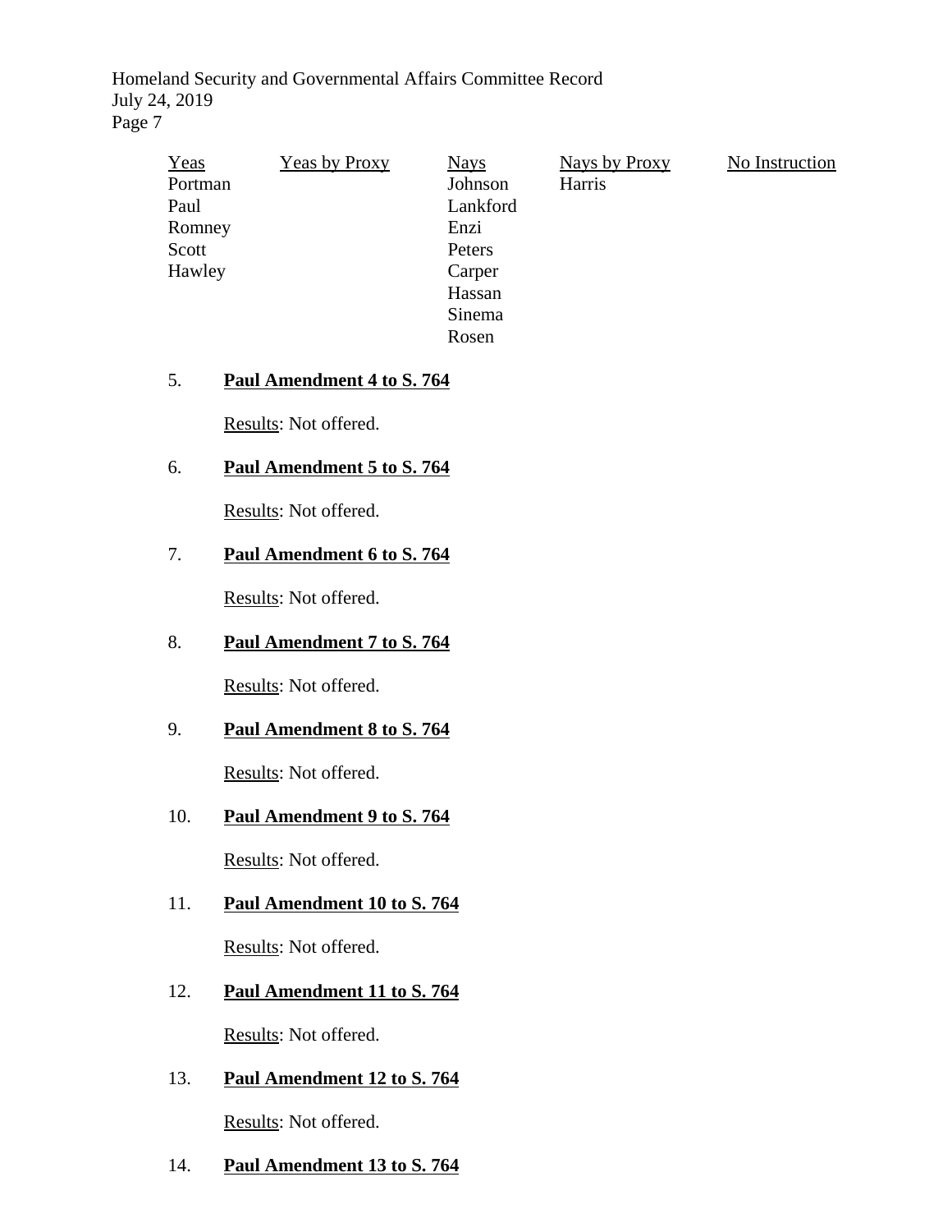| Yeas | Yeas by Proxy | Nays | Nays by Proxy | No Instruction |
|---|---|---|---|---|
| Portman | | Johnson | Harris | |
| Paul | | Lankford | | |
| Romney | | Enzi | | |
| Scott | | Peters | | |
| Hawley | | Carper | | |
| | | Hassan | | |
| | | Sinema | | |
| | | Rosen | | |

5. **Paul Amendment 4 to S. 764**

   Results: Not offered.

6. **Paul Amendment 5 to S. 764**

   Results: Not offered.

7. **Paul Amendment 6 to S. 764**

   Results: Not offered.

8. **Paul Amendment 7 to S. 764**

   Results: Not offered.

9. **Paul Amendment 8 to S. 764**

   Results: Not offered.

10. **Paul Amendment 9 to S. 764**

    Results: Not offered.

11. **Paul Amendment 10 to S. 764**

    Results: Not offered.

12. **Paul Amendment 11 to S. 764**

    Results: Not offered.

13. **Paul Amendment 12 to S. 764**

    Results: Not offered.

14. **Paul Amendment 13 to S. 764**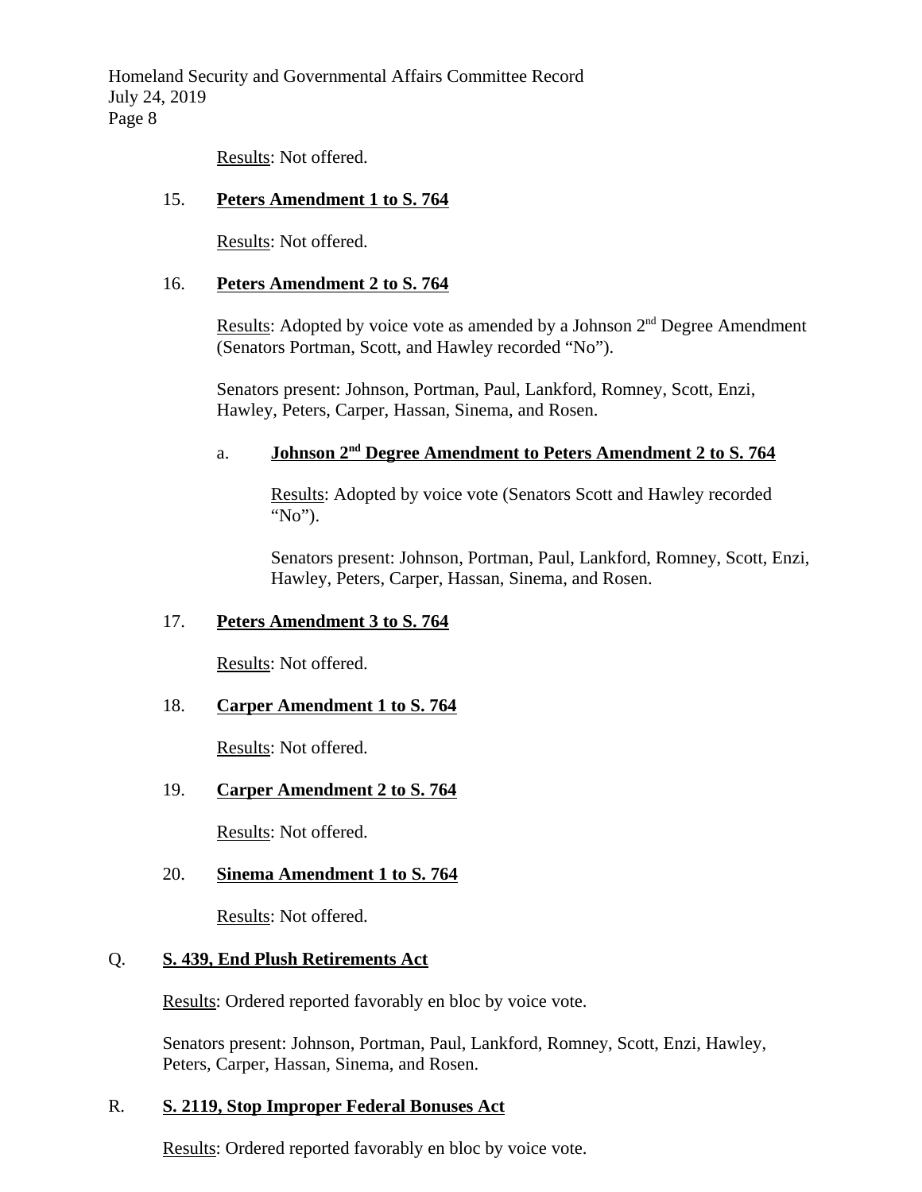Results: Not offered.

15. **Peters Amendment 1 to S. 764**

Results: Not offered.

16. **Peters Amendment 2 to S. 764**

Results: Adopted by voice vote as amended by a Johnson 2nd Degree Amendment (Senators Portman, Scott, and Hawley recorded "No").

Senators present: Johnson, Portman, Paul, Lankford, Romney, Scott, Enzi, Hawley, Peters, Carper, Hassan, Sinema, and Rosen.

a. **Johnson 2nd Degree Amendment to Peters Amendment 2 to S. 764**

Results: Adopted by voice vote (Senators Scott and Hawley recorded "No").

Senators present: Johnson, Portman, Paul, Lankford, Romney, Scott, Enzi, Hawley, Peters, Carper, Hassan, Sinema, and Rosen.

17. **Peters Amendment 3 to S. 764**

Results: Not offered.

18. **Carper Amendment 1 to S. 764**

Results: Not offered.

19. **Carper Amendment 2 to S. 764**

Results: Not offered.

20. **Sinema Amendment 1 to S. 764**

Results: Not offered.

Q. **S. 439, End Plush Retirements Act**

Results: Ordered reported favorably en bloc by voice vote.

Senators present: Johnson, Portman, Paul, Lankford, Romney, Scott, Enzi, Hawley, Peters, Carper, Hassan, Sinema, and Rosen.

R. **S. 2119, Stop Improper Federal Bonuses Act**

Results: Ordered reported favorably en bloc by voice vote.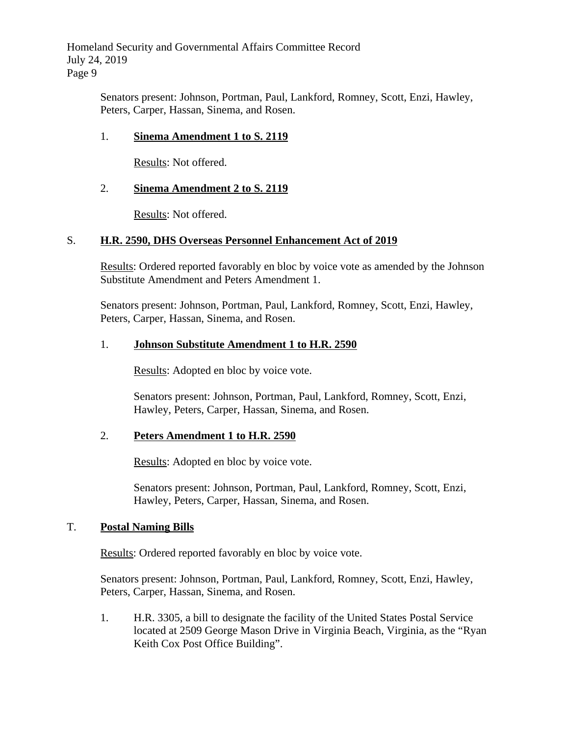Senators present: Johnson, Portman, Paul, Lankford, Romney, Scott, Enzi, Hawley, Peters, Carper, Hassan, Sinema, and Rosen.

1. **Sinema Amendment 1 to S. 2119**

   Results: Not offered.

2. **Sinema Amendment 2 to S. 2119**

   Results: Not offered.

## S. **H.R. 2590, DHS Overseas Personnel Enhancement Act of 2019**

Results: Ordered reported favorably en bloc by voice vote as amended by the Johnson Substitute Amendment and Peters Amendment 1.

Senators present: Johnson, Portman, Paul, Lankford, Romney, Scott, Enzi, Hawley, Peters, Carper, Hassan, Sinema, and Rosen.

1. **Johnson Substitute Amendment 1 to H.R. 2590**

   Results: Adopted en bloc by voice vote.

   Senators present: Johnson, Portman, Paul, Lankford, Romney, Scott, Enzi, Hawley, Peters, Carper, Hassan, Sinema, and Rosen.

2. **Peters Amendment 1 to H.R. 2590**

   Results: Adopted en bloc by voice vote.

   Senators present: Johnson, Portman, Paul, Lankford, Romney, Scott, Enzi, Hawley, Peters, Carper, Hassan, Sinema, and Rosen.

## T. **Postal Naming Bills**

Results: Ordered reported favorably en bloc by voice vote.

Senators present: Johnson, Portman, Paul, Lankford, Romney, Scott, Enzi, Hawley, Peters, Carper, Hassan, Sinema, and Rosen.

1. H.R. 3305, a bill to designate the facility of the United States Postal Service located at 2509 George Mason Drive in Virginia Beach, Virginia, as the "Ryan Keith Cox Post Office Building".